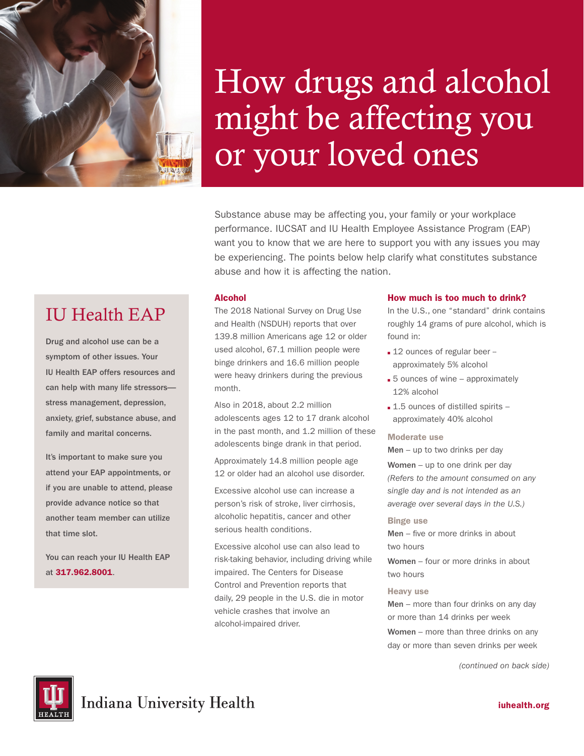# How drugs and alcohol might be affecting you or your loved ones

Substance abuse may be affecting you, your family or your workplace performance. IUCSAT and IU Health Employee Assistance Program (EAP) want you to know that we are here to support you with any issues you may be experiencing. The points below help clarify what constitutes substance abuse and how it is affecting the nation.

## IU Health EAP

**Drug and alcohol use can be a symptom of other issues. Your IU Health EAP offers resources and can help with many life stressors—stress management, depression, anxiety, grief, substance abuse, and family and marital concerns.**

**It's important to make sure you attend your EAP appointments, or if you are unable to attend, please provide advance notice so that another team member can utilize that time slot.**

**You can reach your IU Health EAP at 317.962.8001.**

## Alcohol

The 2018 National Survey on Drug Use and Health (NSDUH) reports that over 139.8 million Americans age 12 or older used alcohol, 67.1 million people were binge drinkers and 16.6 million people were heavy drinkers during the previous month.

Also in 2018, about 2.2 million adolescents ages 12 to 17 drank alcohol in the past month, and 1.2 million of these adolescents binge drank in that period.

Approximately 14.8 million people age 12 or older had an alcohol use disorder.

Excessive alcohol use can increase a person's risk of stroke, liver cirrhosis, alcoholic hepatitis, cancer and other serious health conditions.

Excessive alcohol use can also lead to risk-taking behavior, including driving while impaired. The Centers for Disease Control and Prevention reports that daily, 29 people in the U.S. die in motor vehicle crashes that involve an alcohol-impaired driver.

## How much is too much to drink?

In the U.S., one "standard" drink contains roughly 14 grams of pure alcohol, which is found in:

- 12 ounces of regular beer – approximately 5% alcohol
- 5 ounces of wine – approximately 12% alcohol
- 1.5 ounces of distilled spirits – approximately 40% alcohol

### Moderate use

**Men** – up to two drinks per day

**Women** – up to one drink per day

*(Refers to the amount consumed on any single day and is not intended as an average over several days in the U.S.)*

### Binge use

**Men** – five or more drinks in about two hours

**Women** – four or more drinks in about two hours

### Heavy use

**Men** – more than four drinks on any day or more than 14 drinks per week

**Women** – more than three drinks on any day or more than seven drinks per week

*(continued on back side)*

Indiana University Health

iuhealth.org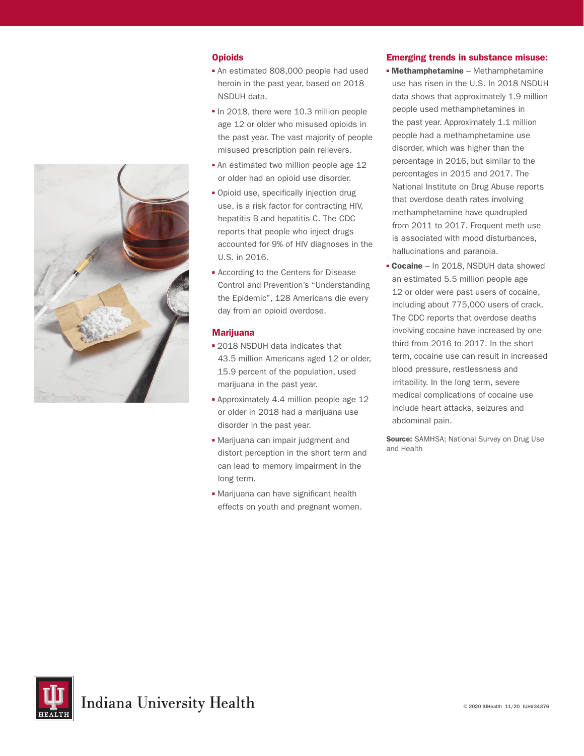## Opioids

- An estimated 808,000 people had used heroin in the past year, based on 2018 NSDUH data.
- In 2018, there were 10.3 million people age 12 or older who misused opioids in the past year. The vast majority of people misused prescription pain relievers.
- An estimated two million people age 12 or older had an opioid use disorder.
- Opioid use, specifically injection drug use, is a risk factor for contracting HIV, hepatitis B and hepatitis C. The CDC reports that people who inject drugs accounted for 9% of HIV diagnoses in the U.S. in 2016.
- According to the Centers for Disease Control and Prevention's "Understanding the Epidemic", 128 Americans die every day from an opioid overdose.

## Marijuana

- 2018 NSDUH data indicates that 43.5 million Americans aged 12 or older, 15.9 percent of the population, used marijuana in the past year.
- Approximately 4.4 million people age 12 or older in 2018 had a marijuana use disorder in the past year.
- Marijuana can impair judgment and distort perception in the short term and can lead to memory impairment in the long term.
- Marijuana can have significant health effects on youth and pregnant women.

## Emerging trends in substance misuse:

- **Methamphetamine** – Methamphetamine use has risen in the U.S. In 2018 NSDUH data shows that approximately 1.9 million people used methamphetamines in the past year. Approximately 1.1 million people had a methamphetamine use disorder, which was higher than the percentage in 2016, but similar to the percentages in 2015 and 2017. The National Institute on Drug Abuse reports that overdose death rates involving methamphetamine have quadrupled from 2011 to 2017. Frequent meth use is associated with mood disturbances, hallucinations and paranoia.
- **Cocaine** – In 2018, NSDUH data showed an estimated 5.5 million people age 12 or older were past users of cocaine, including about 775,000 users of crack. The CDC reports that overdose deaths involving cocaine have increased by one-third from 2016 to 2017. In the short term, cocaine use can result in increased blood pressure, restlessness and irritability. In the long term, severe medical complications of cocaine use include heart attacks, seizures and abdominal pain.

**Source:** SAMHSA; National Survey on Drug Use and Health

Indiana University Health

© 2020 IUHealth 11/20 IUH#34376